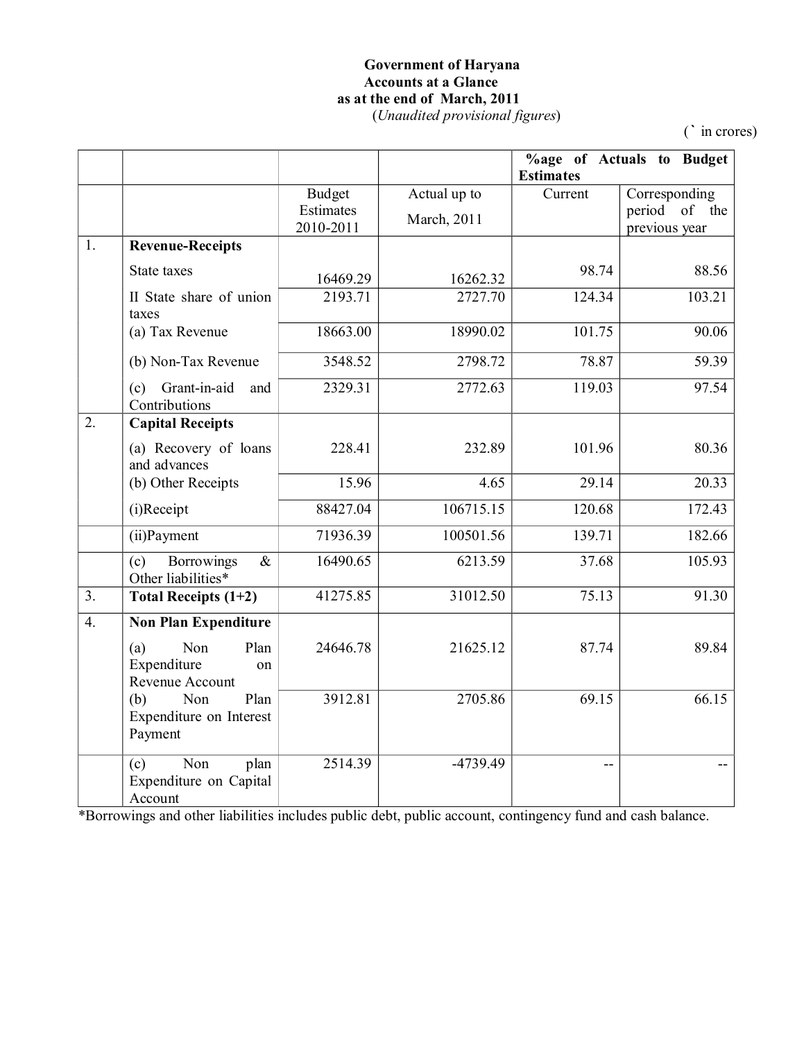**Government of Haryana**
**Accounts at a Glance**
**as at the end of March, 2011**
(*Unaudited provisional figures*)

(` in crores)

| | | | | %age of Actuals to Budget Estimates | |
|---|---|---|---|---|---|
| | | Budget Estimates 2010-2011 | Actual up to March, 2011 | Current | Corresponding period of the previous year |
| 1. | **Revenue-Receipts** | | | | |
| | State taxes | 16469.29 | 16262.32 | 98.74 | 88.56 |
| | II State share of union taxes | 2193.71 | 2727.70 | 124.34 | 103.21 |
| | (a) Tax Revenue | 18663.00 | 18990.02 | 101.75 | 90.06 |
| | (b) Non-Tax Revenue | 3548.52 | 2798.72 | 78.87 | 59.39 |
| | (c) Grant-in-aid and Contributions | 2329.31 | 2772.63 | 119.03 | 97.54 |
| 2. | **Capital Receipts** | | | | |
| | (a) Recovery of loans and advances | 228.41 | 232.89 | 101.96 | 80.36 |
| | (b) Other Receipts | 15.96 | 4.65 | 29.14 | 20.33 |
| | (i)Receipt | 88427.04 | 106715.15 | 120.68 | 172.43 |
| | (ii)Payment | 71936.39 | 100501.56 | 139.71 | 182.66 |
| | (c) Borrowings & Other liabilities* | 16490.65 | 6213.59 | 37.68 | 105.93 |
| 3. | **Total Receipts (1+2)** | 41275.85 | 31012.50 | 75.13 | 91.30 |
| 4. | **Non Plan Expenditure** | | | | |
| | (a) Non Plan Expenditure on Revenue Account | 24646.78 | 21625.12 | 87.74 | 89.84 |
| | (b) Non Plan Expenditure on Interest Payment | 3912.81 | 2705.86 | 69.15 | 66.15 |
| | (c) Non plan Expenditure on Capital Account | 2514.39 | -4739.49 | -- | -- |

*Borrowings and other liabilities includes public debt, public account, contingency fund and cash balance.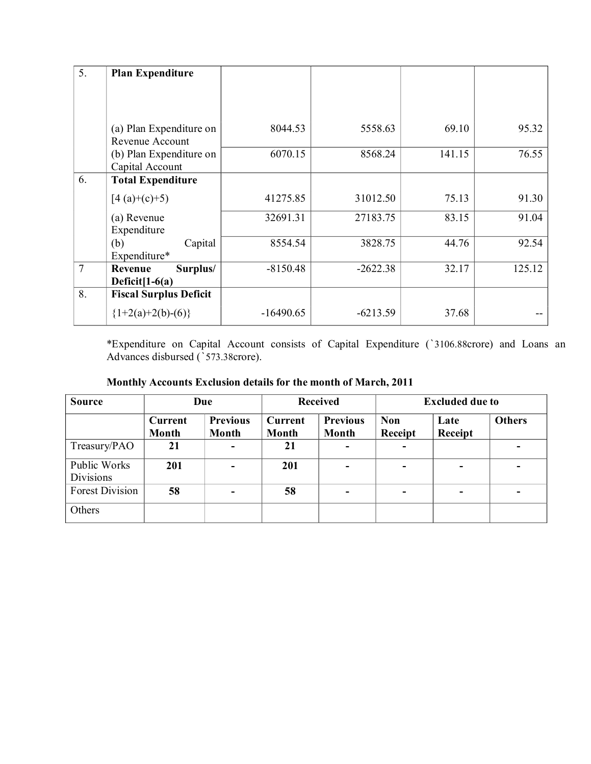| 5. | **Plan Expenditure** | | | | |
|---|---|---|---|---|---|
| | (a) Plan Expenditure on Revenue Account | 8044.53 | 5558.63 | 69.10 | 95.32 |
| | (b) Plan Expenditure on Capital Account | 6070.15 | 8568.24 | 141.15 | 76.55 |
| 6. | **Total Expenditure** [4 (a)+(c)+5) | 41275.85 | 31012.50 | 75.13 | 91.30 |
| | (a) Revenue Expenditure | 32691.31 | 27183.75 | 83.15 | 91.04 |
| | (b) Capital Expenditure* | 8554.54 | 3828.75 | 44.76 | 92.54 |
| 7 | **Revenue Surplus/ Deficit[1-6(a)** | -8150.48 | -2622.38 | 32.17 | 125.12 |
| 8. | **Fiscal Surplus Deficit** {1+2(a)+2(b)-(6)} | -16490.65 | -6213.59 | 37.68 | -- |

*Expenditure on Capital Account consists of Capital Expenditure (`3106.88crore) and Loans an Advances disbursed (`573.38crore).

**Monthly Accounts Exclusion details for the month of March, 2011**

| Source | Due | | Received | | Excluded due to | | |
|---|---|---|---|---|---|---|---|
| | **Current Month** | **Previous Month** | **Current Month** | **Previous Month** | **Non Receipt** | **Late Receipt** | **Others** |
| Treasury/PAO | **21** | **-** | **21** | **-** | **-** | | **-** |
| Public Works Divisions | **201** | **-** | **201** | **-** | **-** | **-** | **-** |
| Forest Division | **58** | **-** | **58** | **-** | **-** | **-** | **-** |
| Others | | | | | | | |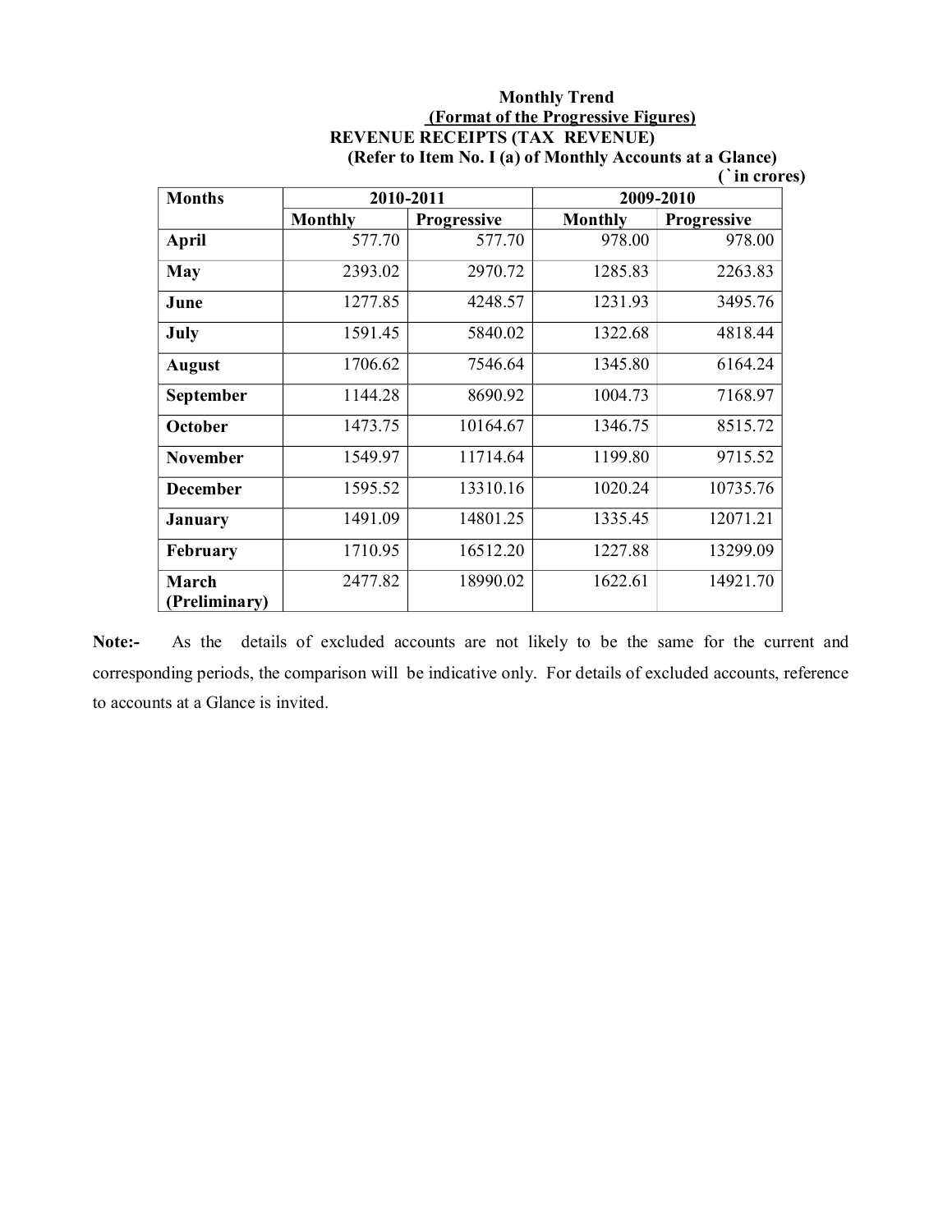**Monthly Trend**

**(Format of the Progressive Figures)**

**REVENUE RECEIPTS (TAX REVENUE)**

**(Refer to Item No. I (a) of Monthly Accounts at a Glance)**

**(` in crores)**

| Months | 2010-2011 | | 2009-2010 | |
|---|---|---|---|---|
| | Monthly | Progressive | Monthly | Progressive |
| **April** | 577.70 | 577.70 | 978.00 | 978.00 |
| **May** | 2393.02 | 2970.72 | 1285.83 | 2263.83 |
| **June** | 1277.85 | 4248.57 | 1231.93 | 3495.76 |
| **July** | 1591.45 | 5840.02 | 1322.68 | 4818.44 |
| **August** | 1706.62 | 7546.64 | 1345.80 | 6164.24 |
| **September** | 1144.28 | 8690.92 | 1004.73 | 7168.97 |
| **October** | 1473.75 | 10164.67 | 1346.75 | 8515.72 |
| **November** | 1549.97 | 11714.64 | 1199.80 | 9715.52 |
| **December** | 1595.52 | 13310.16 | 1020.24 | 10735.76 |
| **January** | 1491.09 | 14801.25 | 1335.45 | 12071.21 |
| **February** | 1710.95 | 16512.20 | 1227.88 | 13299.09 |
| **March (Preliminary)** | 2477.82 | 18990.02 | 1622.61 | 14921.70 |

**Note:-** As the details of excluded accounts are not likely to be the same for the current and corresponding periods, the comparison will be indicative only. For details of excluded accounts, reference to accounts at a Glance is invited.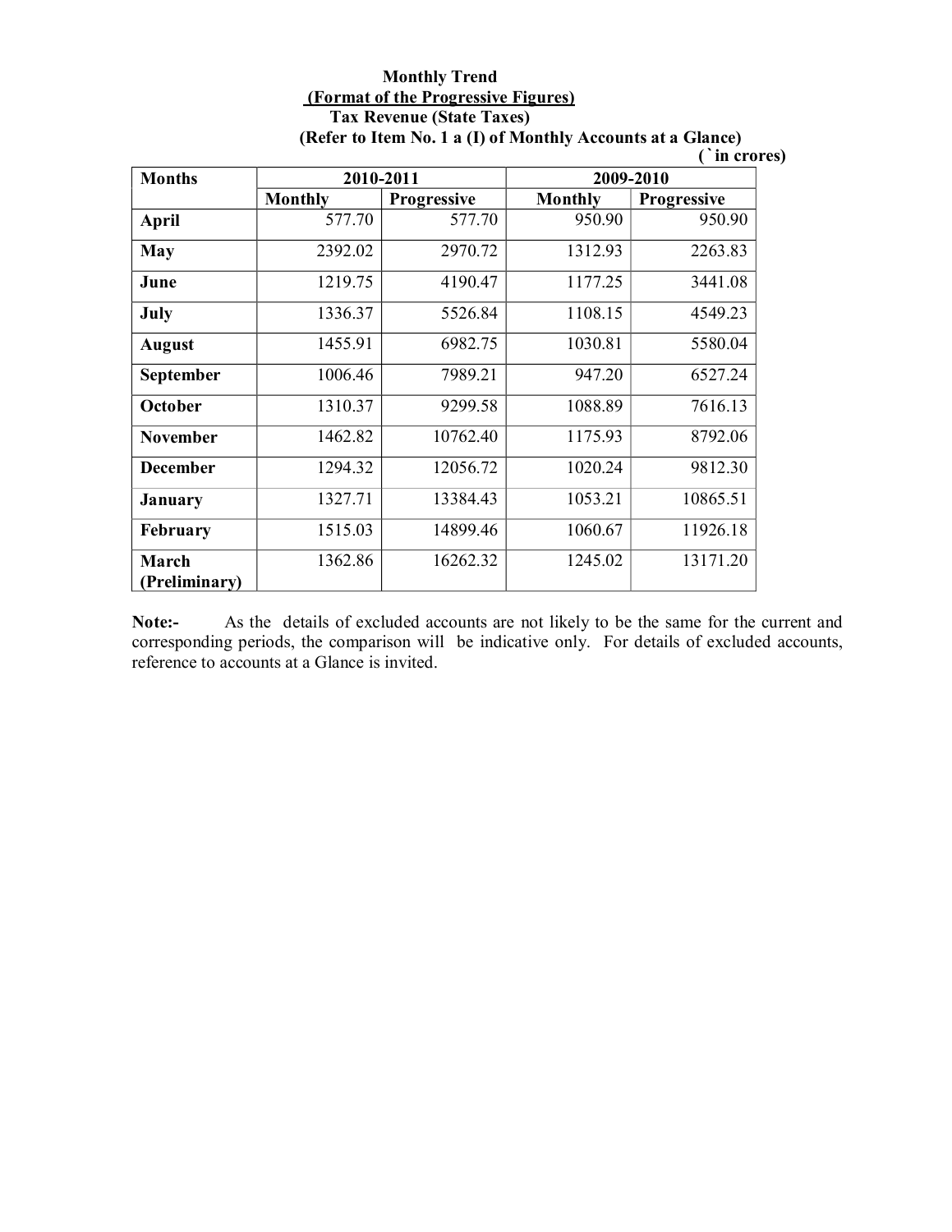**Monthly Trend**

**(Format of the Progressive Figures)**

**Tax Revenue (State Taxes)**

**(Refer to Item No. 1 a (I) of Monthly Accounts at a Glance)**

**(` in crores)**

| Months | 2010-2011 | | 2009-2010 | |
|---|---|---|---|---|
| | Monthly | Progressive | Monthly | Progressive |
| **April** | 577.70 | 577.70 | 950.90 | 950.90 |
| **May** | 2392.02 | 2970.72 | 1312.93 | 2263.83 |
| **June** | 1219.75 | 4190.47 | 1177.25 | 3441.08 |
| **July** | 1336.37 | 5526.84 | 1108.15 | 4549.23 |
| **August** | 1455.91 | 6982.75 | 1030.81 | 5580.04 |
| **September** | 1006.46 | 7989.21 | 947.20 | 6527.24 |
| **October** | 1310.37 | 9299.58 | 1088.89 | 7616.13 |
| **November** | 1462.82 | 10762.40 | 1175.93 | 8792.06 |
| **December** | 1294.32 | 12056.72 | 1020.24 | 9812.30 |
| **January** | 1327.71 | 13384.43 | 1053.21 | 10865.51 |
| **February** | 1515.03 | 14899.46 | 1060.67 | 11926.18 |
| **March (Preliminary)** | 1362.86 | 16262.32 | 1245.02 | 13171.20 |

**Note:-** As the details of excluded accounts are not likely to be the same for the current and corresponding periods, the comparison will be indicative only. For details of excluded accounts, reference to accounts at a Glance is invited.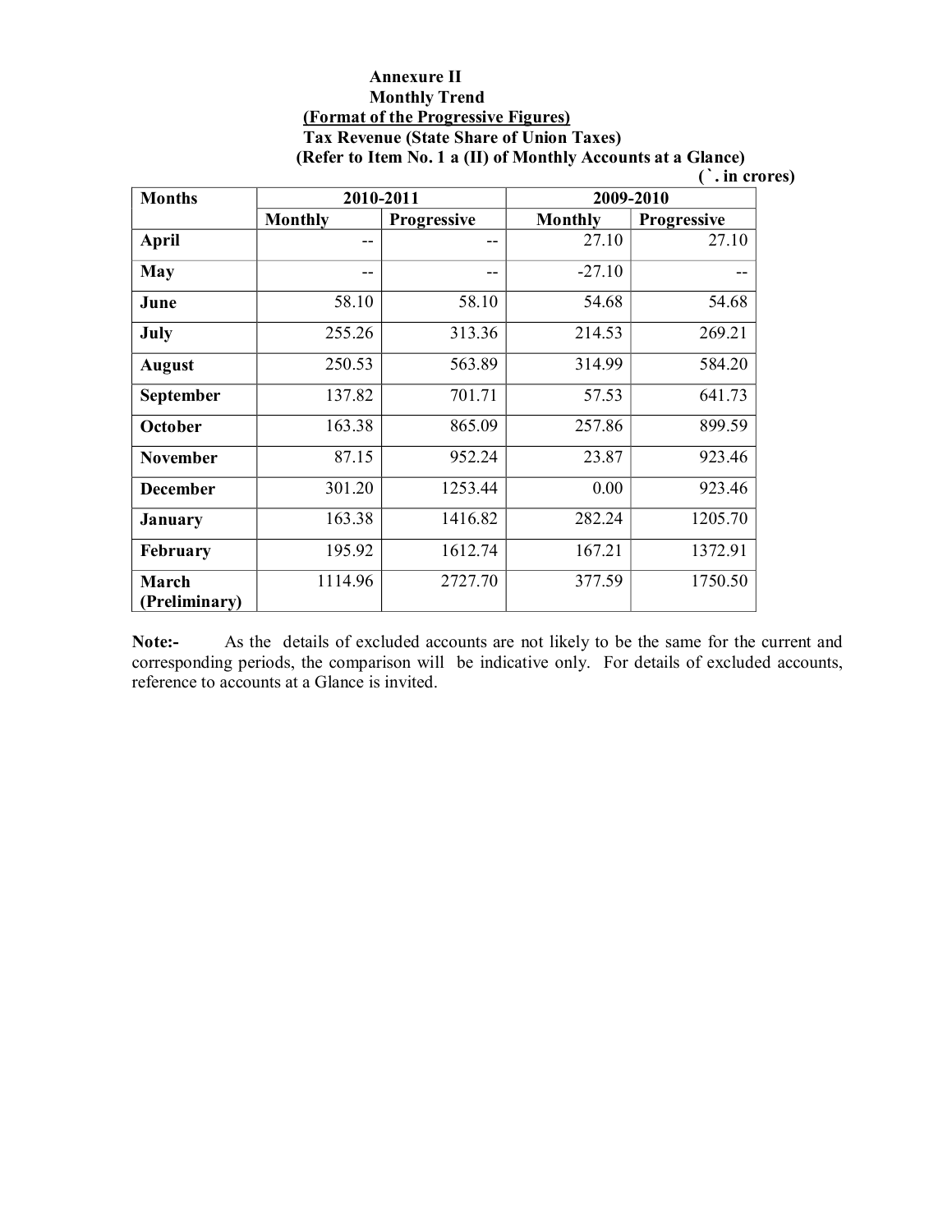**Annexure II**

**Monthly Trend**

**(Format of the Progressive Figures)**

**Tax Revenue (State Share of Union Taxes)**

**(Refer to Item No. 1 a (II) of Monthly Accounts at a Glance)**

**(`. in crores)**

| Months | 2010-2011 | | 2009-2010 | |
|---|---|---|---|---|
| | Monthly | Progressive | Monthly | Progressive |
| April | -- | -- | 27.10 | 27.10 |
| May | -- | -- | -27.10 | -- |
| June | 58.10 | 58.10 | 54.68 | 54.68 |
| July | 255.26 | 313.36 | 214.53 | 269.21 |
| August | 250.53 | 563.89 | 314.99 | 584.20 |
| September | 137.82 | 701.71 | 57.53 | 641.73 |
| October | 163.38 | 865.09 | 257.86 | 899.59 |
| November | 87.15 | 952.24 | 23.87 | 923.46 |
| December | 301.20 | 1253.44 | 0.00 | 923.46 |
| January | 163.38 | 1416.82 | 282.24 | 1205.70 |
| February | 195.92 | 1612.74 | 167.21 | 1372.91 |
| March (Preliminary) | 1114.96 | 2727.70 | 377.59 | 1750.50 |

**Note:-** As the details of excluded accounts are not likely to be the same for the current and corresponding periods, the comparison will be indicative only. For details of excluded accounts, reference to accounts at a Glance is invited.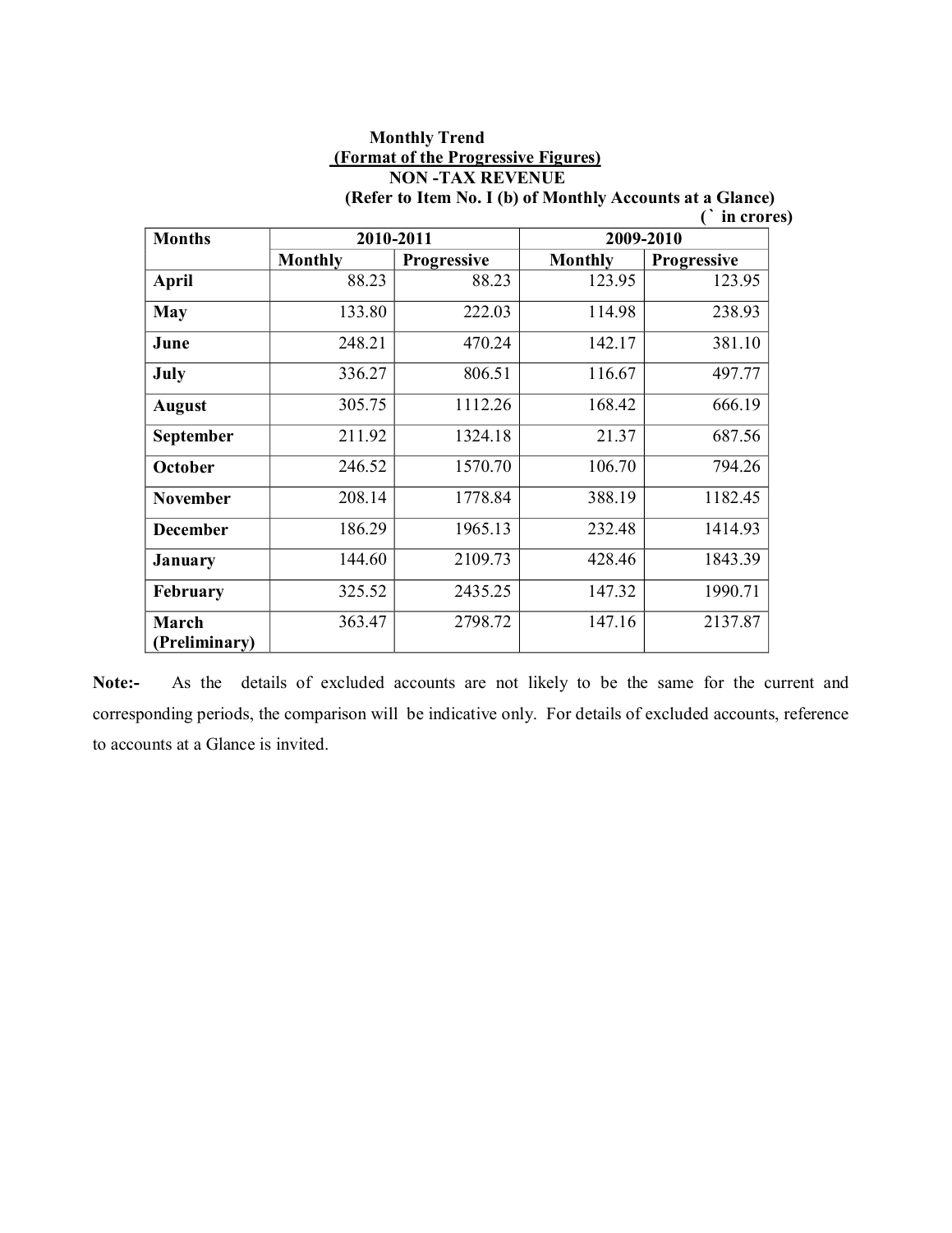**Monthly Trend**

**(Format of the Progressive Figures)**

**NON -TAX REVENUE**

**(Refer to Item No. I (b) of Monthly Accounts at a Glance)**

**(` in crores)**

| Months | 2010-2011 | | 2009-2010 | |
|---|---|---|---|---|
| | Monthly | Progressive | Monthly | Progressive |
| **April** | 88.23 | 88.23 | 123.95 | 123.95 |
| **May** | 133.80 | 222.03 | 114.98 | 238.93 |
| **June** | 248.21 | 470.24 | 142.17 | 381.10 |
| **July** | 336.27 | 806.51 | 116.67 | 497.77 |
| **August** | 305.75 | 1112.26 | 168.42 | 666.19 |
| **September** | 211.92 | 1324.18 | 21.37 | 687.56 |
| **October** | 246.52 | 1570.70 | 106.70 | 794.26 |
| **November** | 208.14 | 1778.84 | 388.19 | 1182.45 |
| **December** | 186.29 | 1965.13 | 232.48 | 1414.93 |
| **January** | 144.60 | 2109.73 | 428.46 | 1843.39 |
| **February** | 325.52 | 2435.25 | 147.32 | 1990.71 |
| **March (Preliminary)** | 363.47 | 2798.72 | 147.16 | 2137.87 |

**Note:-** As the details of excluded accounts are not likely to be the same for the current and corresponding periods, the comparison will be indicative only. For details of excluded accounts, reference to accounts at a Glance is invited.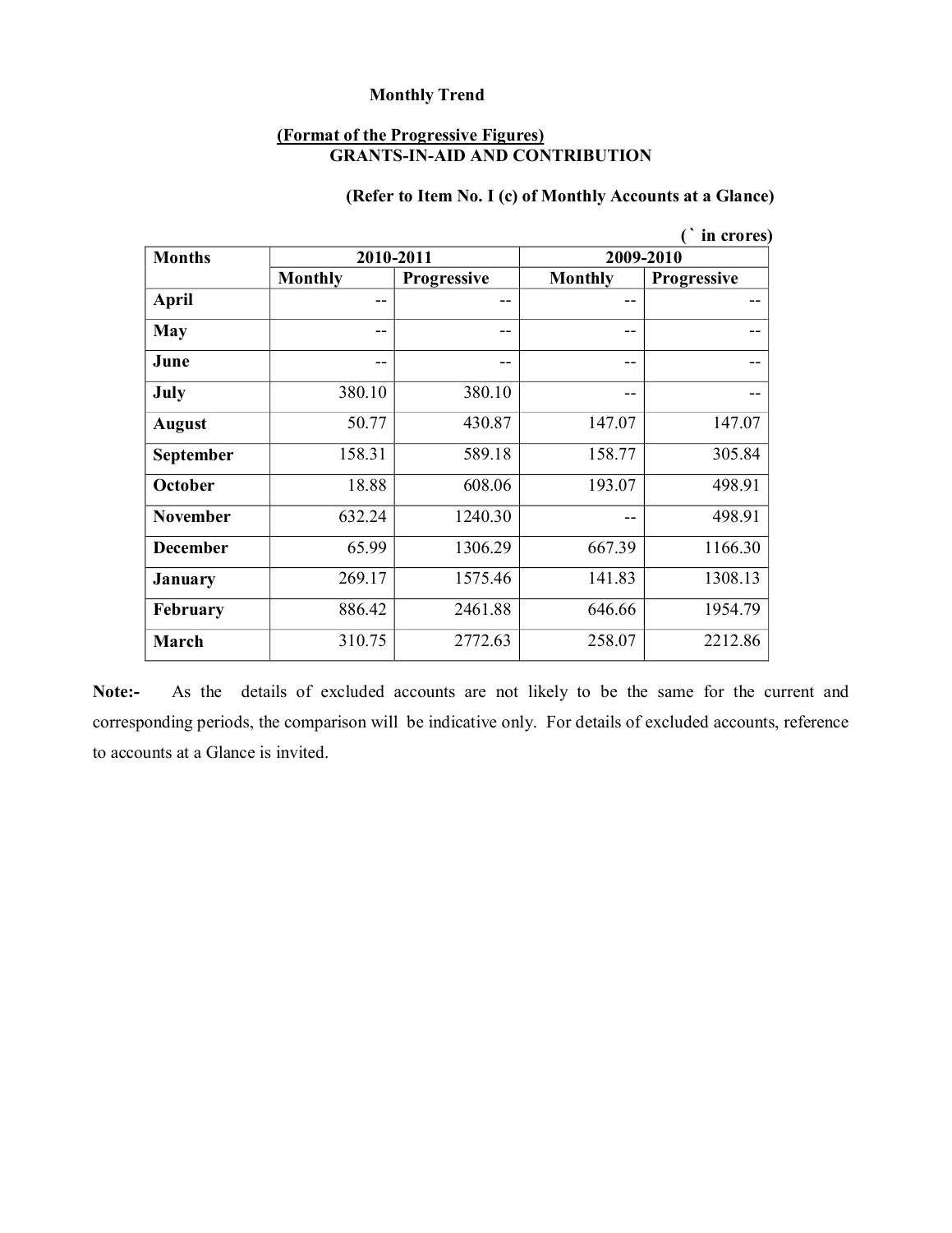**Monthly Trend**

**(Format of the Progressive Figures)**
**GRANTS-IN-AID AND CONTRIBUTION**

**(Refer to Item No. I (c) of Monthly Accounts at a Glance)**

**(` in crores)**

| Months | 2010-2011 | | 2009-2010 | |
|---|---|---|---|---|
| | Monthly | Progressive | Monthly | Progressive |
| April | -- | -- | -- | -- |
| May | -- | -- | -- | -- |
| June | -- | -- | -- | -- |
| July | 380.10 | 380.10 | -- | -- |
| August | 50.77 | 430.87 | 147.07 | 147.07 |
| September | 158.31 | 589.18 | 158.77 | 305.84 |
| October | 18.88 | 608.06 | 193.07 | 498.91 |
| November | 632.24 | 1240.30 | -- | 498.91 |
| December | 65.99 | 1306.29 | 667.39 | 1166.30 |
| January | 269.17 | 1575.46 | 141.83 | 1308.13 |
| February | 886.42 | 2461.88 | 646.66 | 1954.79 |
| March | 310.75 | 2772.63 | 258.07 | 2212.86 |

**Note:-** As the details of excluded accounts are not likely to be the same for the current and corresponding periods, the comparison will be indicative only. For details of excluded accounts, reference to accounts at a Glance is invited.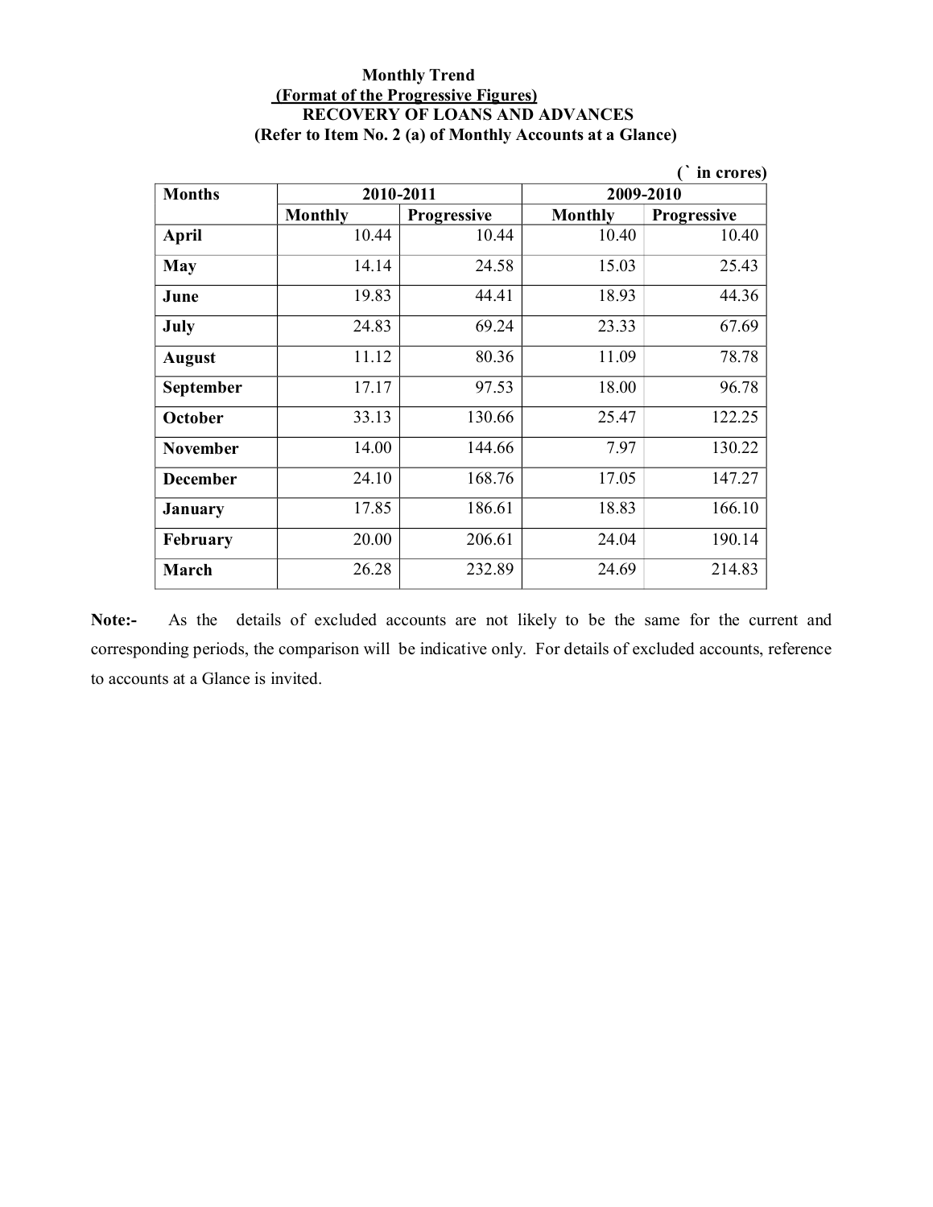**Monthly Trend**

**(Format of the Progressive Figures)**

**RECOVERY OF LOANS AND ADVANCES**

**(Refer to Item No. 2 (a) of Monthly Accounts at a Glance)**

(` in crores)

| Months | 2010-2011 | | 2009-2010 | |
|---|---|---|---|---|
| | Monthly | Progressive | Monthly | Progressive |
| April | 10.44 | 10.44 | 10.40 | 10.40 |
| May | 14.14 | 24.58 | 15.03 | 25.43 |
| June | 19.83 | 44.41 | 18.93 | 44.36 |
| July | 24.83 | 69.24 | 23.33 | 67.69 |
| August | 11.12 | 80.36 | 11.09 | 78.78 |
| September | 17.17 | 97.53 | 18.00 | 96.78 |
| October | 33.13 | 130.66 | 25.47 | 122.25 |
| November | 14.00 | 144.66 | 7.97 | 130.22 |
| December | 24.10 | 168.76 | 17.05 | 147.27 |
| January | 17.85 | 186.61 | 18.83 | 166.10 |
| February | 20.00 | 206.61 | 24.04 | 190.14 |
| March | 26.28 | 232.89 | 24.69 | 214.83 |

**Note:-** As the details of excluded accounts are not likely to be the same for the current and corresponding periods, the comparison will be indicative only. For details of excluded accounts, reference to accounts at a Glance is invited.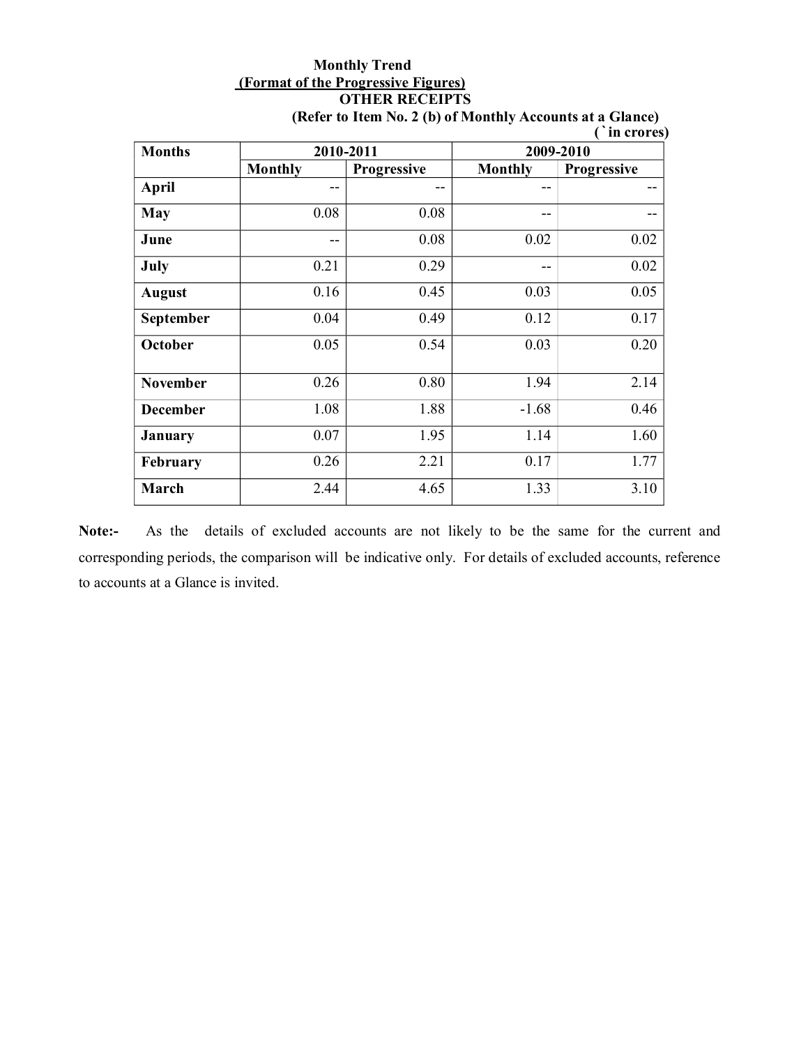**Monthly Trend**

**(Format of the Progressive Figures)**

**OTHER RECEIPTS**

**(Refer to Item No. 2 (b) of Monthly Accounts at a Glance)**

**(` in crores)**

| Months | 2010-2011 | | 2009-2010 | |
|---|---|---|---|---|
| | Monthly | Progressive | Monthly | Progressive |
| April | -- | -- | -- | -- |
| May | 0.08 | 0.08 | -- | -- |
| June | -- | 0.08 | 0.02 | 0.02 |
| July | 0.21 | 0.29 | -- | 0.02 |
| August | 0.16 | 0.45 | 0.03 | 0.05 |
| September | 0.04 | 0.49 | 0.12 | 0.17 |
| October | 0.05 | 0.54 | 0.03 | 0.20 |
| November | 0.26 | 0.80 | 1.94 | 2.14 |
| December | 1.08 | 1.88 | -1.68 | 0.46 |
| January | 0.07 | 1.95 | 1.14 | 1.60 |
| February | 0.26 | 2.21 | 0.17 | 1.77 |
| March | 2.44 | 4.65 | 1.33 | 3.10 |

**Note:-** As the details of excluded accounts are not likely to be the same for the current and corresponding periods, the comparison will be indicative only. For details of excluded accounts, reference to accounts at a Glance is invited.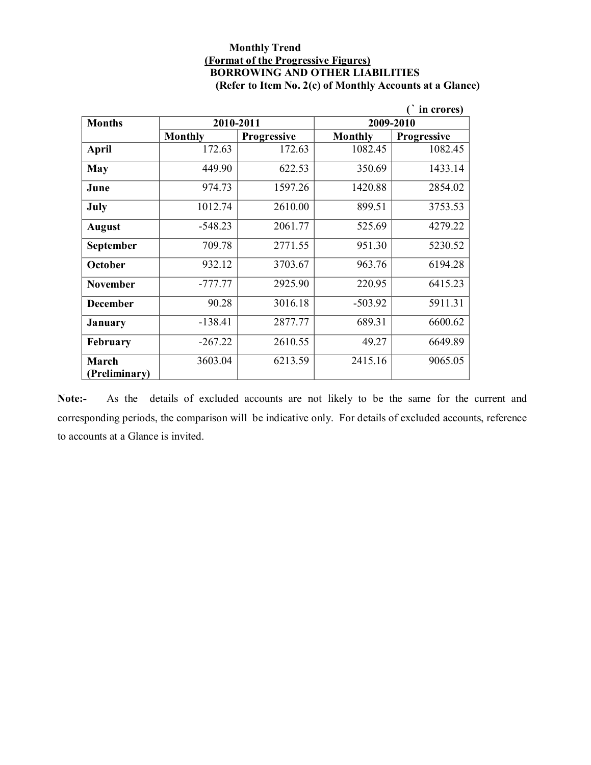**Monthly Trend**

**(Format of the Progressive Figures)**

**BORROWING AND OTHER LIABILITIES**

**(Refer to Item No. 2(c) of Monthly Accounts at a Glance)**

**(` in crores)**

| Months | 2010-2011 | | 2009-2010 | |
|---|---|---|---|---|
| | Monthly | Progressive | Monthly | Progressive |
| **April** | 172.63 | 172.63 | 1082.45 | 1082.45 |
| **May** | 449.90 | 622.53 | 350.69 | 1433.14 |
| **June** | 974.73 | 1597.26 | 1420.88 | 2854.02 |
| **July** | 1012.74 | 2610.00 | 899.51 | 3753.53 |
| **August** | -548.23 | 2061.77 | 525.69 | 4279.22 |
| **September** | 709.78 | 2771.55 | 951.30 | 5230.52 |
| **October** | 932.12 | 3703.67 | 963.76 | 6194.28 |
| **November** | -777.77 | 2925.90 | 220.95 | 6415.23 |
| **December** | 90.28 | 3016.18 | -503.92 | 5911.31 |
| **January** | -138.41 | 2877.77 | 689.31 | 6600.62 |
| **February** | -267.22 | 2610.55 | 49.27 | 6649.89 |
| **March (Preliminary)** | 3603.04 | 6213.59 | 2415.16 | 9065.05 |

**Note:-** As the details of excluded accounts are not likely to be the same for the current and corresponding periods, the comparison will be indicative only. For details of excluded accounts, reference to accounts at a Glance is invited.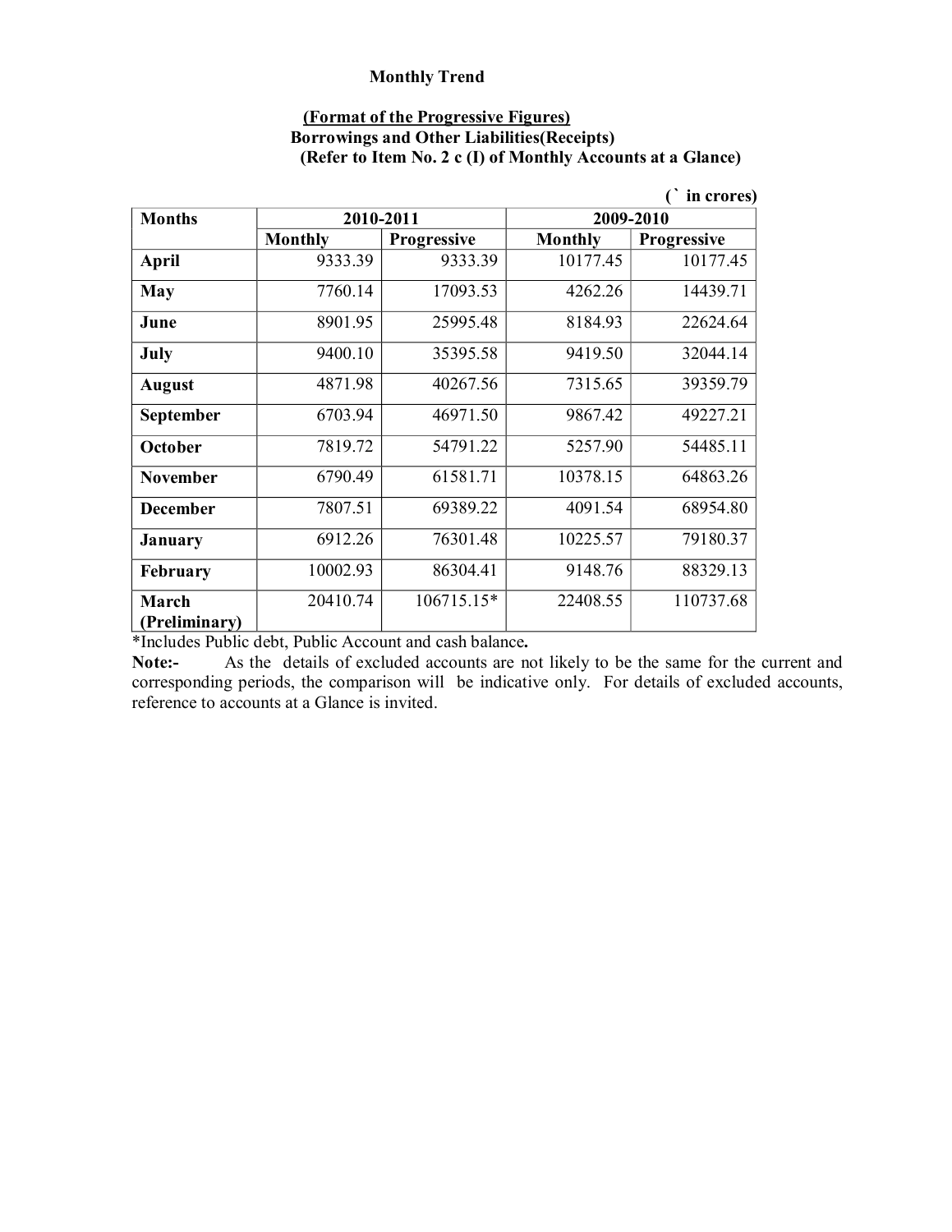# Monthly Trend

**(Format of the Progressive Figures)**
**Borrowings and Other Liabilities(Receipts)**
**(Refer to Item No. 2 c (I) of Monthly Accounts at a Glance)**

(` in crores)

| Months | 2010-2011 | | 2009-2010 | |
|---|---|---|---|---|
| | Monthly | Progressive | Monthly | Progressive |
| **April** | 9333.39 | 9333.39 | 10177.45 | 10177.45 |
| **May** | 7760.14 | 17093.53 | 4262.26 | 14439.71 |
| **June** | 8901.95 | 25995.48 | 8184.93 | 22624.64 |
| **July** | 9400.10 | 35395.58 | 9419.50 | 32044.14 |
| **August** | 4871.98 | 40267.56 | 7315.65 | 39359.79 |
| **September** | 6703.94 | 46971.50 | 9867.42 | 49227.21 |
| **October** | 7819.72 | 54791.22 | 5257.90 | 54485.11 |
| **November** | 6790.49 | 61581.71 | 10378.15 | 64863.26 |
| **December** | 7807.51 | 69389.22 | 4091.54 | 68954.80 |
| **January** | 6912.26 | 76301.48 | 10225.57 | 79180.37 |
| **February** | 10002.93 | 86304.41 | 9148.76 | 88329.13 |
| **March (Preliminary)** | 20410.74 | 106715.15* | 22408.55 | 110737.68 |

*Includes Public debt, Public Account and cash balance.

**Note:-** As the details of excluded accounts are not likely to be the same for the current and corresponding periods, the comparison will be indicative only. For details of excluded accounts, reference to accounts at a Glance is invited.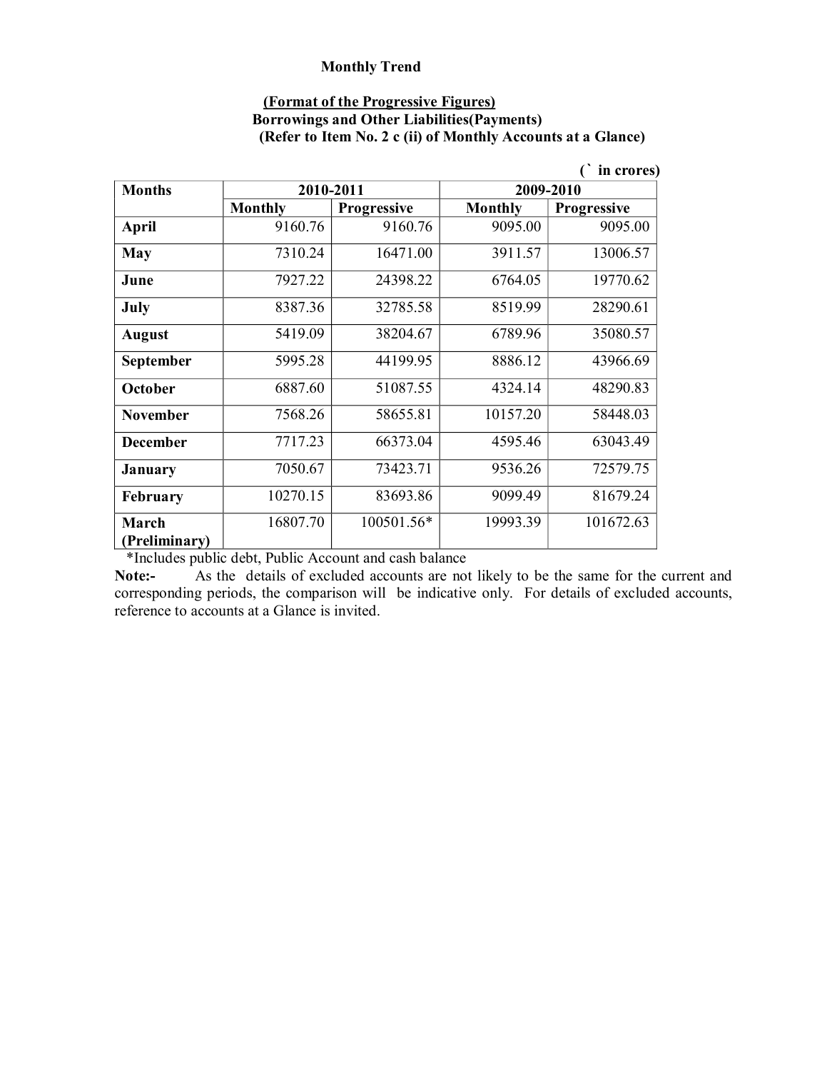**Monthly Trend**

**(Format of the Progressive Figures)**
**Borrowings and Other Liabilities(Payments)**
**(Refer to Item No. 2 c (ii) of Monthly Accounts at a Glance)**

(` in crores)

| Months | 2010-2011 | | 2009-2010 | |
|---|---|---|---|---|
| | Monthly | Progressive | Monthly | Progressive |
| April | 9160.76 | 9160.76 | 9095.00 | 9095.00 |
| May | 7310.24 | 16471.00 | 3911.57 | 13006.57 |
| June | 7927.22 | 24398.22 | 6764.05 | 19770.62 |
| July | 8387.36 | 32785.58 | 8519.99 | 28290.61 |
| August | 5419.09 | 38204.67 | 6789.96 | 35080.57 |
| September | 5995.28 | 44199.95 | 8886.12 | 43966.69 |
| October | 6887.60 | 51087.55 | 4324.14 | 48290.83 |
| November | 7568.26 | 58655.81 | 10157.20 | 58448.03 |
| December | 7717.23 | 66373.04 | 4595.46 | 63043.49 |
| January | 7050.67 | 73423.71 | 9536.26 | 72579.75 |
| February | 10270.15 | 83693.86 | 9099.49 | 81679.24 |
| March (Preliminary) | 16807.70 | 100501.56* | 19993.39 | 101672.63 |

*Includes public debt, Public Account and cash balance

**Note:-** As the details of excluded accounts are not likely to be the same for the current and corresponding periods, the comparison will be indicative only. For details of excluded accounts, reference to accounts at a Glance is invited.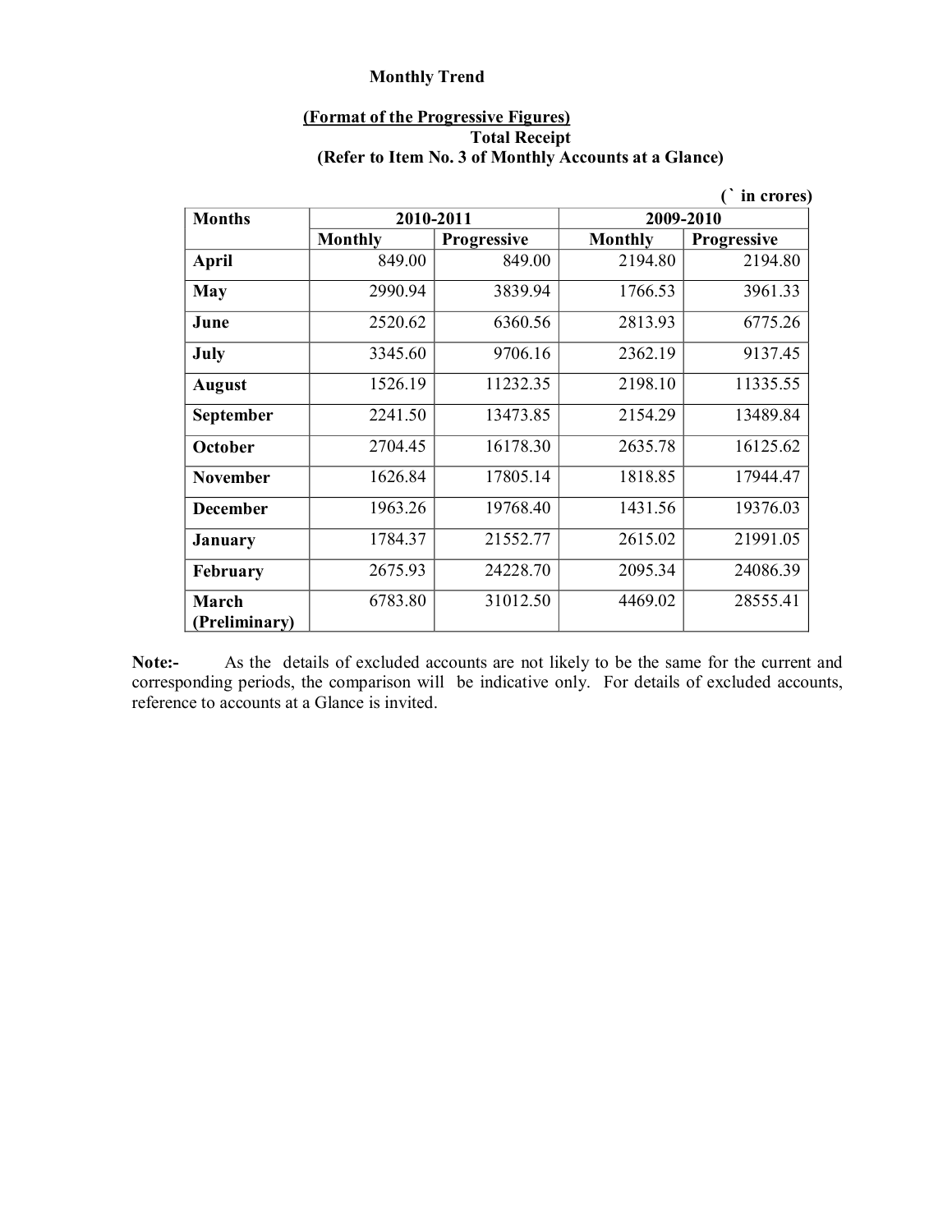**Monthly Trend**

**(Format of the Progressive Figures)**

**Total Receipt**

**(Refer to Item No. 3 of Monthly Accounts at a Glance)**

(` in crores)

| Months | 2010-2011 | | 2009-2010 | |
|---|---|---|---|---|
| | Monthly | Progressive | Monthly | Progressive |
| April | 849.00 | 849.00 | 2194.80 | 2194.80 |
| May | 2990.94 | 3839.94 | 1766.53 | 3961.33 |
| June | 2520.62 | 6360.56 | 2813.93 | 6775.26 |
| July | 3345.60 | 9706.16 | 2362.19 | 9137.45 |
| August | 1526.19 | 11232.35 | 2198.10 | 11335.55 |
| September | 2241.50 | 13473.85 | 2154.29 | 13489.84 |
| October | 2704.45 | 16178.30 | 2635.78 | 16125.62 |
| November | 1626.84 | 17805.14 | 1818.85 | 17944.47 |
| December | 1963.26 | 19768.40 | 1431.56 | 19376.03 |
| January | 1784.37 | 21552.77 | 2615.02 | 21991.05 |
| February | 2675.93 | 24228.70 | 2095.34 | 24086.39 |
| March (Preliminary) | 6783.80 | 31012.50 | 4469.02 | 28555.41 |

**Note:-** As the details of excluded accounts are not likely to be the same for the current and corresponding periods, the comparison will be indicative only. For details of excluded accounts, reference to accounts at a Glance is invited.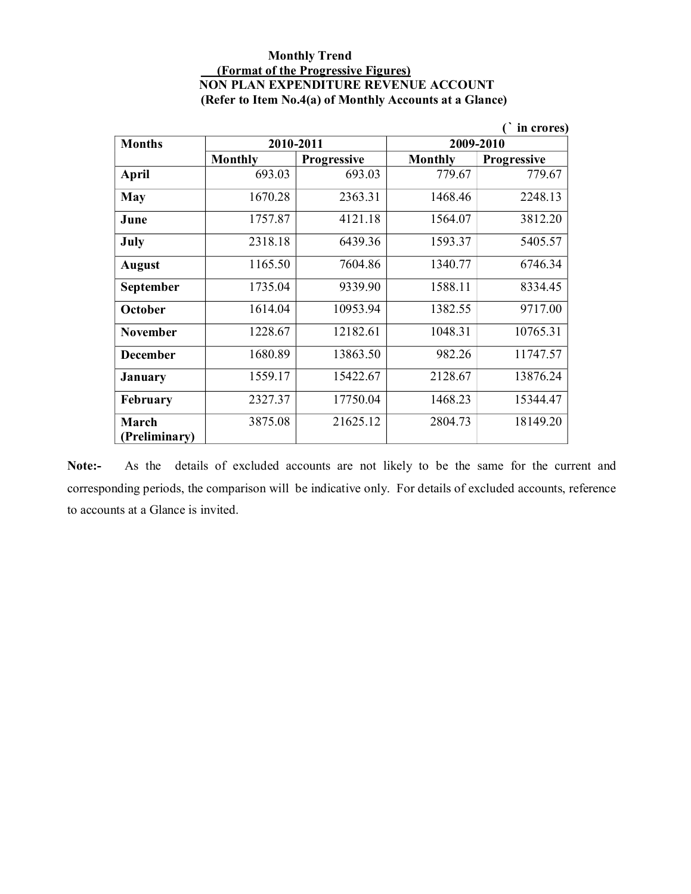**Monthly Trend**

**(Format of the Progressive Figures)**

**NON PLAN EXPENDITURE REVENUE ACCOUNT**

**(Refer to Item No.4(a) of Monthly Accounts at a Glance)**

(` in crores)

| Months | 2010-2011 | | 2009-2010 | |
|---|---|---|---|---|
| | Monthly | Progressive | Monthly | Progressive |
| April | 693.03 | 693.03 | 779.67 | 779.67 |
| May | 1670.28 | 2363.31 | 1468.46 | 2248.13 |
| June | 1757.87 | 4121.18 | 1564.07 | 3812.20 |
| July | 2318.18 | 6439.36 | 1593.37 | 5405.57 |
| August | 1165.50 | 7604.86 | 1340.77 | 6746.34 |
| September | 1735.04 | 9339.90 | 1588.11 | 8334.45 |
| October | 1614.04 | 10953.94 | 1382.55 | 9717.00 |
| November | 1228.67 | 12182.61 | 1048.31 | 10765.31 |
| December | 1680.89 | 13863.50 | 982.26 | 11747.57 |
| January | 1559.17 | 15422.67 | 2128.67 | 13876.24 |
| February | 2327.37 | 17750.04 | 1468.23 | 15344.47 |
| March (Preliminary) | 3875.08 | 21625.12 | 2804.73 | 18149.20 |

**Note:-** As the details of excluded accounts are not likely to be the same for the current and corresponding periods, the comparison will be indicative only. For details of excluded accounts, reference to accounts at a Glance is invited.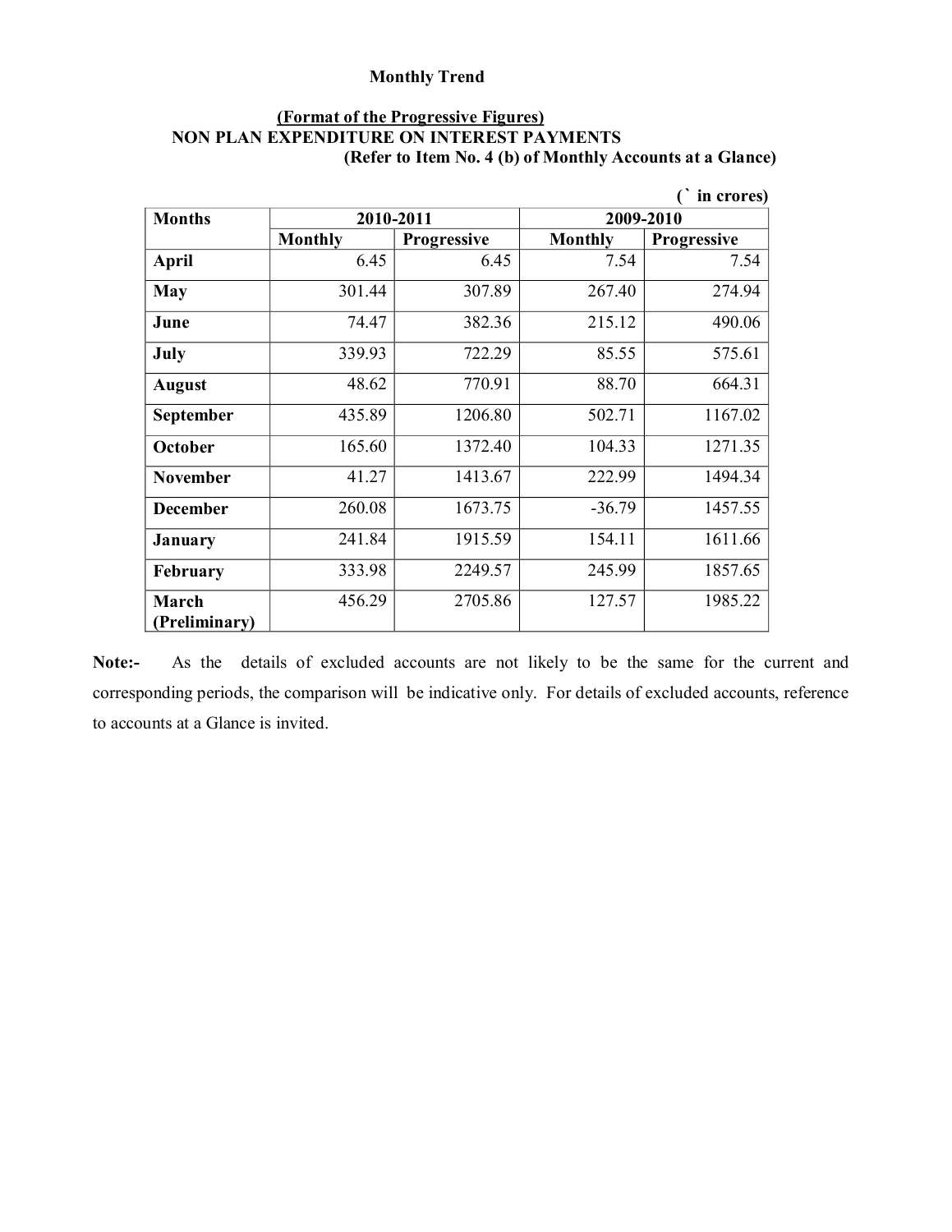**Monthly Trend**

**(Format of the Progressive Figures)**
**NON PLAN EXPENDITURE ON INTEREST PAYMENTS**
**(Refer to Item No. 4 (b) of Monthly Accounts at a Glance)**

(` in crores)

| Months | 2010-2011 | | 2009-2010 | |
|---|---|---|---|---|
| | Monthly | Progressive | Monthly | Progressive |
| April | 6.45 | 6.45 | 7.54 | 7.54 |
| May | 301.44 | 307.89 | 267.40 | 274.94 |
| June | 74.47 | 382.36 | 215.12 | 490.06 |
| July | 339.93 | 722.29 | 85.55 | 575.61 |
| August | 48.62 | 770.91 | 88.70 | 664.31 |
| September | 435.89 | 1206.80 | 502.71 | 1167.02 |
| October | 165.60 | 1372.40 | 104.33 | 1271.35 |
| November | 41.27 | 1413.67 | 222.99 | 1494.34 |
| December | 260.08 | 1673.75 | -36.79 | 1457.55 |
| January | 241.84 | 1915.59 | 154.11 | 1611.66 |
| February | 333.98 | 2249.57 | 245.99 | 1857.65 |
| March (Preliminary) | 456.29 | 2705.86 | 127.57 | 1985.22 |

**Note:-** As the details of excluded accounts are not likely to be the same for the current and corresponding periods, the comparison will be indicative only. For details of excluded accounts, reference to accounts at a Glance is invited.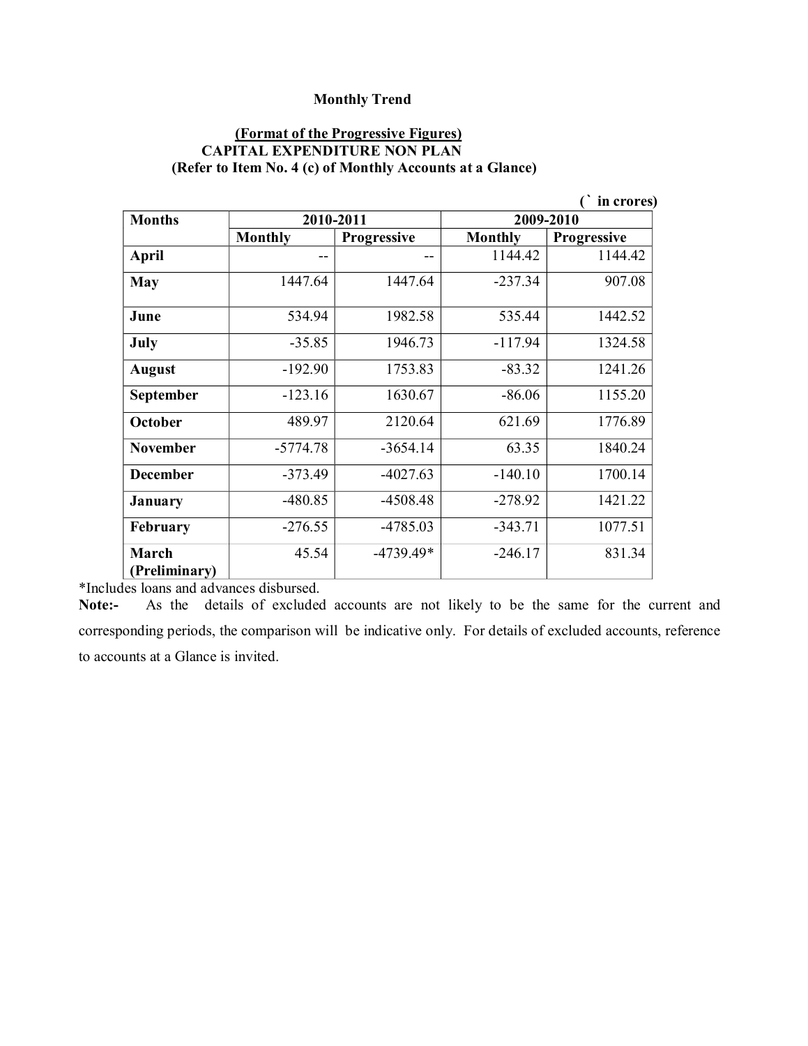**Monthly Trend**

**(Format of the Progressive Figures)**
**CAPITAL EXPENDITURE NON PLAN**
**(Refer to Item No. 4 (c) of Monthly Accounts at a Glance)**

(` in crores)

| Months | 2010-2011 | | 2009-2010 | |
|---|---|---|---|---|
| | Monthly | Progressive | Monthly | Progressive |
| April | -- | -- | 1144.42 | 1144.42 |
| May | 1447.64 | 1447.64 | -237.34 | 907.08 |
| June | 534.94 | 1982.58 | 535.44 | 1442.52 |
| July | -35.85 | 1946.73 | -117.94 | 1324.58 |
| August | -192.90 | 1753.83 | -83.32 | 1241.26 |
| September | -123.16 | 1630.67 | -86.06 | 1155.20 |
| October | 489.97 | 2120.64 | 621.69 | 1776.89 |
| November | -5774.78 | -3654.14 | 63.35 | 1840.24 |
| December | -373.49 | -4027.63 | -140.10 | 1700.14 |
| January | -480.85 | -4508.48 | -278.92 | 1421.22 |
| February | -276.55 | -4785.03 | -343.71 | 1077.51 |
| March (Preliminary) | 45.54 | -4739.49* | -246.17 | 831.34 |

*Includes loans and advances disbursed.

**Note:-** As the details of excluded accounts are not likely to be the same for the current and corresponding periods, the comparison will be indicative only. For details of excluded accounts, reference to accounts at a Glance is invited.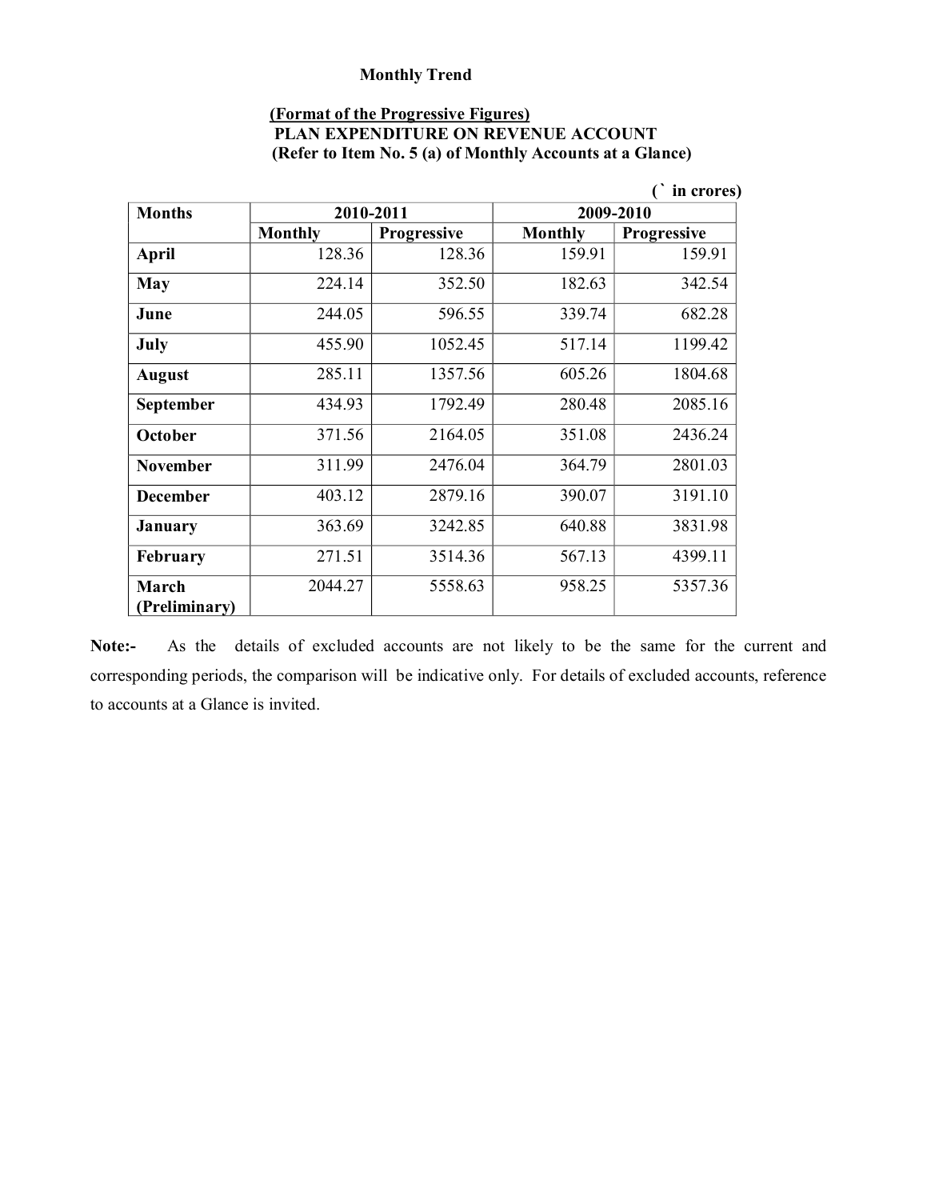**Monthly Trend**

**(Format of the Progressive Figures)**
**PLAN EXPENDITURE ON REVENUE ACCOUNT**
**(Refer to Item No. 5 (a) of Monthly Accounts at a Glance)**

(` in crores)

| Months | 2010-2011 | | 2009-2010 | |
|---|---|---|---|---|
| | Monthly | Progressive | Monthly | Progressive |
| April | 128.36 | 128.36 | 159.91 | 159.91 |
| May | 224.14 | 352.50 | 182.63 | 342.54 |
| June | 244.05 | 596.55 | 339.74 | 682.28 |
| July | 455.90 | 1052.45 | 517.14 | 1199.42 |
| August | 285.11 | 1357.56 | 605.26 | 1804.68 |
| September | 434.93 | 1792.49 | 280.48 | 2085.16 |
| October | 371.56 | 2164.05 | 351.08 | 2436.24 |
| November | 311.99 | 2476.04 | 364.79 | 2801.03 |
| December | 403.12 | 2879.16 | 390.07 | 3191.10 |
| January | 363.69 | 3242.85 | 640.88 | 3831.98 |
| February | 271.51 | 3514.36 | 567.13 | 4399.11 |
| March (Preliminary) | 2044.27 | 5558.63 | 958.25 | 5357.36 |

**Note:-** As the details of excluded accounts are not likely to be the same for the current and corresponding periods, the comparison will be indicative only. For details of excluded accounts, reference to accounts at a Glance is invited.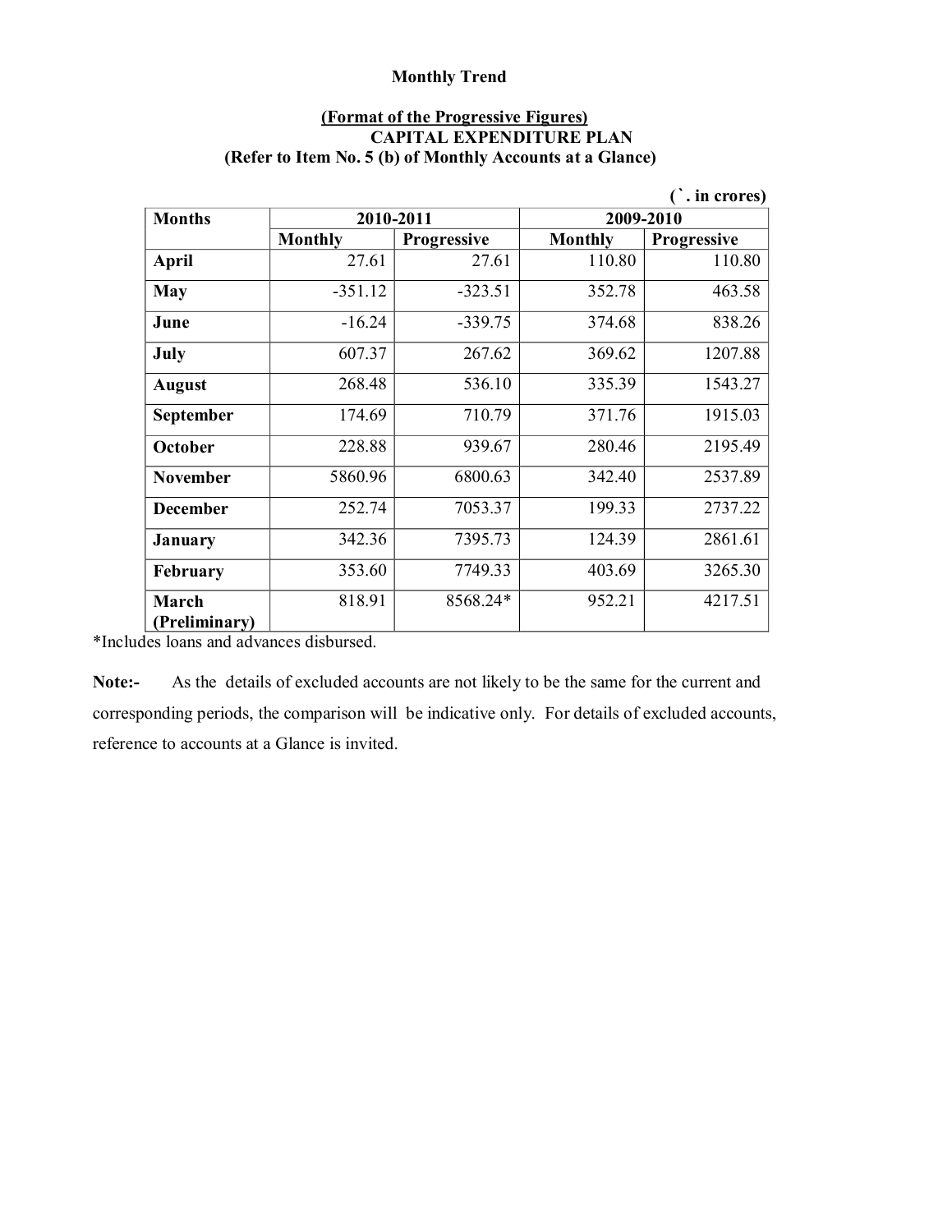**Monthly Trend**

**(Format of the Progressive Figures)**
**CAPITAL EXPENDITURE PLAN**
**(Refer to Item No. 5 (b) of Monthly Accounts at a Glance)**

(`. in crores)

| Months | 2010-2011 | | 2009-2010 | |
|---|---|---|---|---|
| | Monthly | Progressive | Monthly | Progressive |
| **April** | 27.61 | 27.61 | 110.80 | 110.80 |
| **May** | -351.12 | -323.51 | 352.78 | 463.58 |
| **June** | -16.24 | -339.75 | 374.68 | 838.26 |
| **July** | 607.37 | 267.62 | 369.62 | 1207.88 |
| **August** | 268.48 | 536.10 | 335.39 | 1543.27 |
| **September** | 174.69 | 710.79 | 371.76 | 1915.03 |
| **October** | 228.88 | 939.67 | 280.46 | 2195.49 |
| **November** | 5860.96 | 6800.63 | 342.40 | 2537.89 |
| **December** | 252.74 | 7053.37 | 199.33 | 2737.22 |
| **January** | 342.36 | 7395.73 | 124.39 | 2861.61 |
| **February** | 353.60 | 7749.33 | 403.69 | 3265.30 |
| **March (Preliminary)** | 818.91 | 8568.24* | 952.21 | 4217.51 |

*Includes loans and advances disbursed.

**Note:-** As the details of excluded accounts are not likely to be the same for the current and corresponding periods, the comparison will be indicative only. For details of excluded accounts, reference to accounts at a Glance is invited.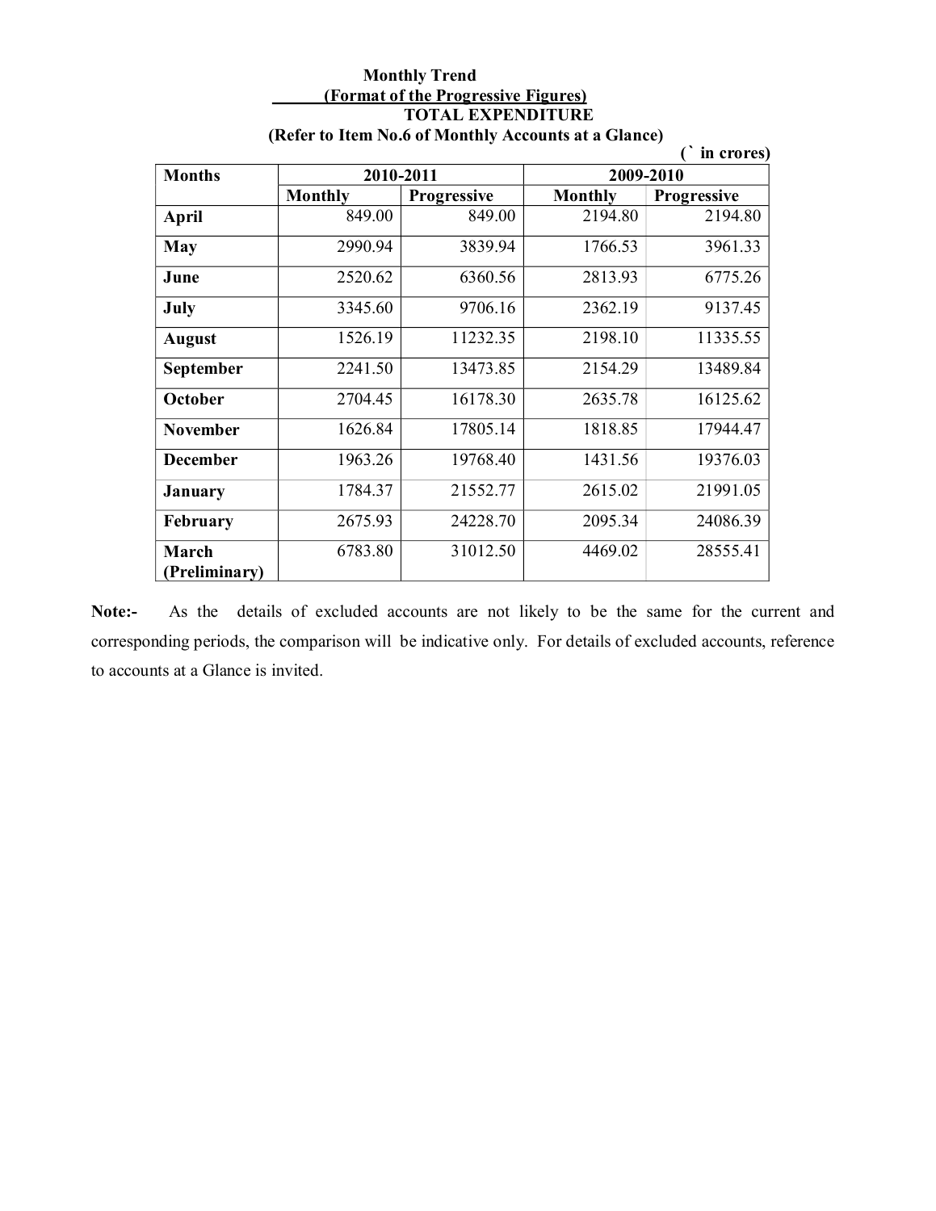**Monthly Trend**

**(Format of the Progressive Figures)**

**TOTAL EXPENDITURE**

**(Refer to Item No.6 of Monthly Accounts at a Glance)**

**(` in crores)**

| Months | 2010-2011 | | 2009-2010 | |
|---|---|---|---|---|
| | Monthly | Progressive | Monthly | Progressive |
| April | 849.00 | 849.00 | 2194.80 | 2194.80 |
| May | 2990.94 | 3839.94 | 1766.53 | 3961.33 |
| June | 2520.62 | 6360.56 | 2813.93 | 6775.26 |
| July | 3345.60 | 9706.16 | 2362.19 | 9137.45 |
| August | 1526.19 | 11232.35 | 2198.10 | 11335.55 |
| September | 2241.50 | 13473.85 | 2154.29 | 13489.84 |
| October | 2704.45 | 16178.30 | 2635.78 | 16125.62 |
| November | 1626.84 | 17805.14 | 1818.85 | 17944.47 |
| December | 1963.26 | 19768.40 | 1431.56 | 19376.03 |
| January | 1784.37 | 21552.77 | 2615.02 | 21991.05 |
| February | 2675.93 | 24228.70 | 2095.34 | 24086.39 |
| March (Preliminary) | 6783.80 | 31012.50 | 4469.02 | 28555.41 |

**Note:-** As the details of excluded accounts are not likely to be the same for the current and corresponding periods, the comparison will be indicative only. For details of excluded accounts, reference to accounts at a Glance is invited.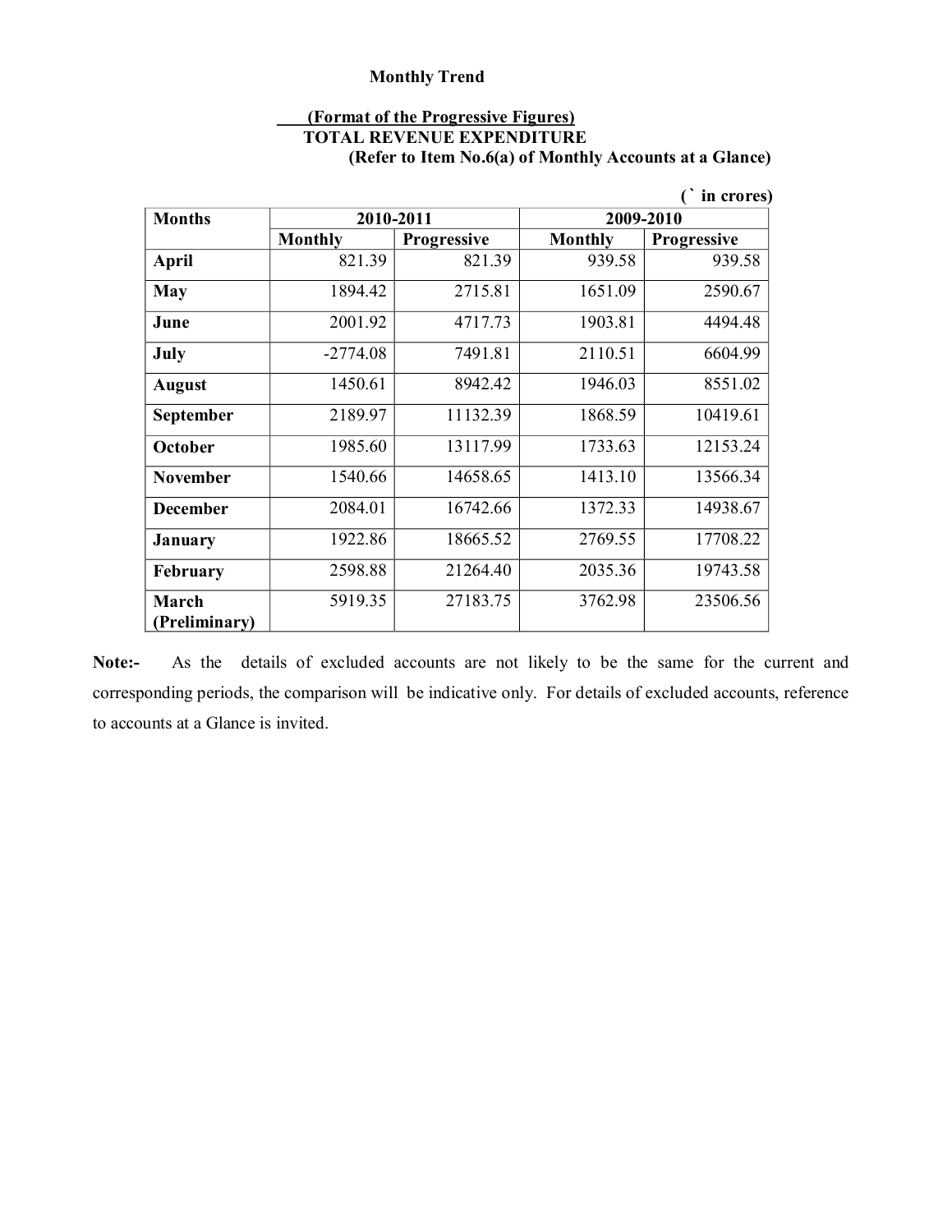**Monthly Trend**

**(Format of the Progressive Figures)**
**TOTAL REVENUE EXPENDITURE**
**(Refer to Item No.6(a) of Monthly Accounts at a Glance)**

**(` in crores)**

| Months | 2010-2011 | | 2009-2010 | |
|---|---|---|---|---|
| | Monthly | Progressive | Monthly | Progressive |
| **April** | 821.39 | 821.39 | 939.58 | 939.58 |
| **May** | 1894.42 | 2715.81 | 1651.09 | 2590.67 |
| **June** | 2001.92 | 4717.73 | 1903.81 | 4494.48 |
| **July** | -2774.08 | 7491.81 | 2110.51 | 6604.99 |
| **August** | 1450.61 | 8942.42 | 1946.03 | 8551.02 |
| **September** | 2189.97 | 11132.39 | 1868.59 | 10419.61 |
| **October** | 1985.60 | 13117.99 | 1733.63 | 12153.24 |
| **November** | 1540.66 | 14658.65 | 1413.10 | 13566.34 |
| **December** | 2084.01 | 16742.66 | 1372.33 | 14938.67 |
| **January** | 1922.86 | 18665.52 | 2769.55 | 17708.22 |
| **February** | 2598.88 | 21264.40 | 2035.36 | 19743.58 |
| **March (Preliminary)** | 5919.35 | 27183.75 | 3762.98 | 23506.56 |

**Note:-** As the details of excluded accounts are not likely to be the same for the current and corresponding periods, the comparison will be indicative only. For details of excluded accounts, reference to accounts at a Glance is invited.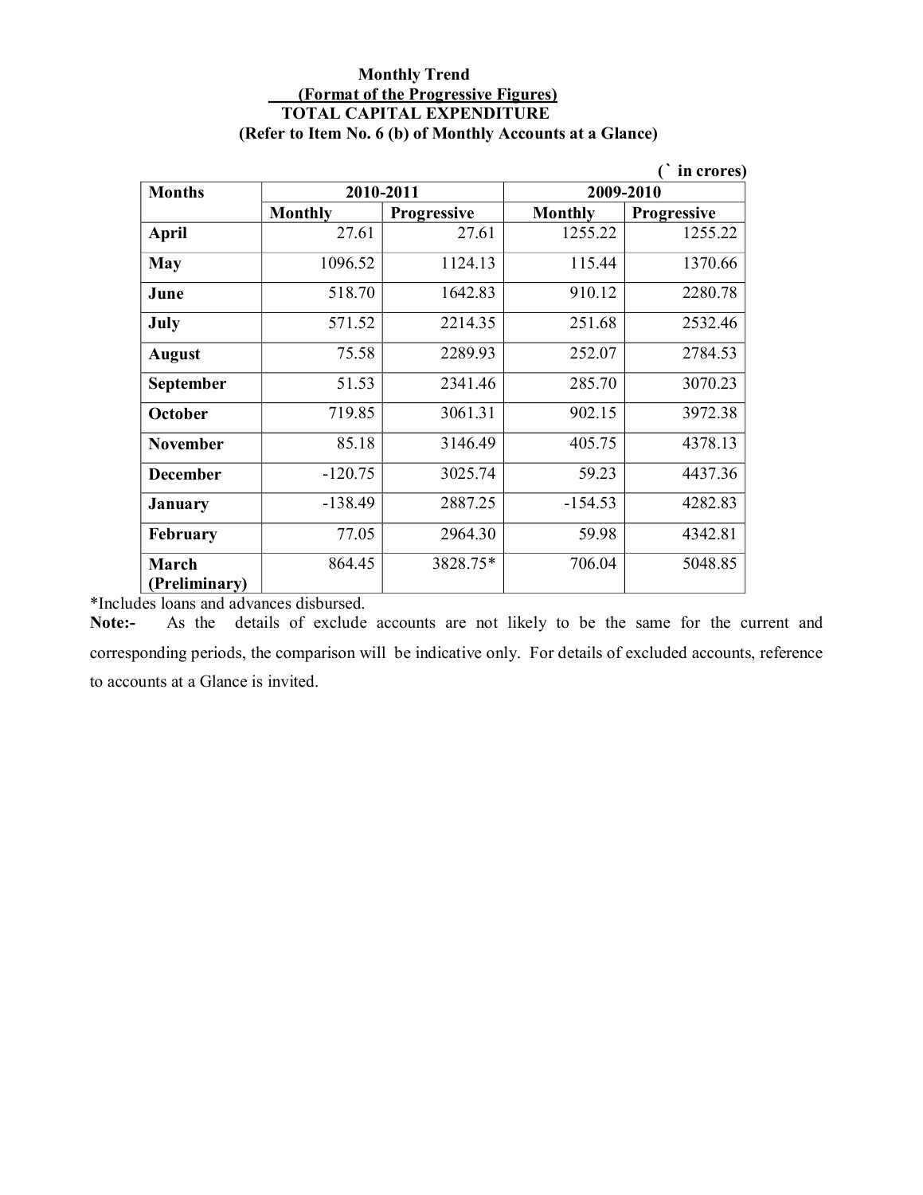**Monthly Trend**

**(Format of the Progressive Figures)**

**TOTAL CAPITAL EXPENDITURE**

**(Refer to Item No. 6 (b) of Monthly Accounts at a Glance)**

**(` in crores)**

| Months | 2010-2011 | | 2009-2010 | |
|---|---|---|---|---|
| | Monthly | Progressive | Monthly | Progressive |
| **April** | 27.61 | 27.61 | 1255.22 | 1255.22 |
| **May** | 1096.52 | 1124.13 | 115.44 | 1370.66 |
| **June** | 518.70 | 1642.83 | 910.12 | 2280.78 |
| **July** | 571.52 | 2214.35 | 251.68 | 2532.46 |
| **August** | 75.58 | 2289.93 | 252.07 | 2784.53 |
| **September** | 51.53 | 2341.46 | 285.70 | 3070.23 |
| **October** | 719.85 | 3061.31 | 902.15 | 3972.38 |
| **November** | 85.18 | 3146.49 | 405.75 | 4378.13 |
| **December** | -120.75 | 3025.74 | 59.23 | 4437.36 |
| **January** | -138.49 | 2887.25 | -154.53 | 4282.83 |
| **February** | 77.05 | 2964.30 | 59.98 | 4342.81 |
| **March (Preliminary)** | 864.45 | 3828.75* | 706.04 | 5048.85 |

*Includes loans and advances disbursed.

**Note:-** As the details of exclude accounts are not likely to be the same for the current and corresponding periods, the comparison will be indicative only. For details of excluded accounts, reference to accounts at a Glance is invited.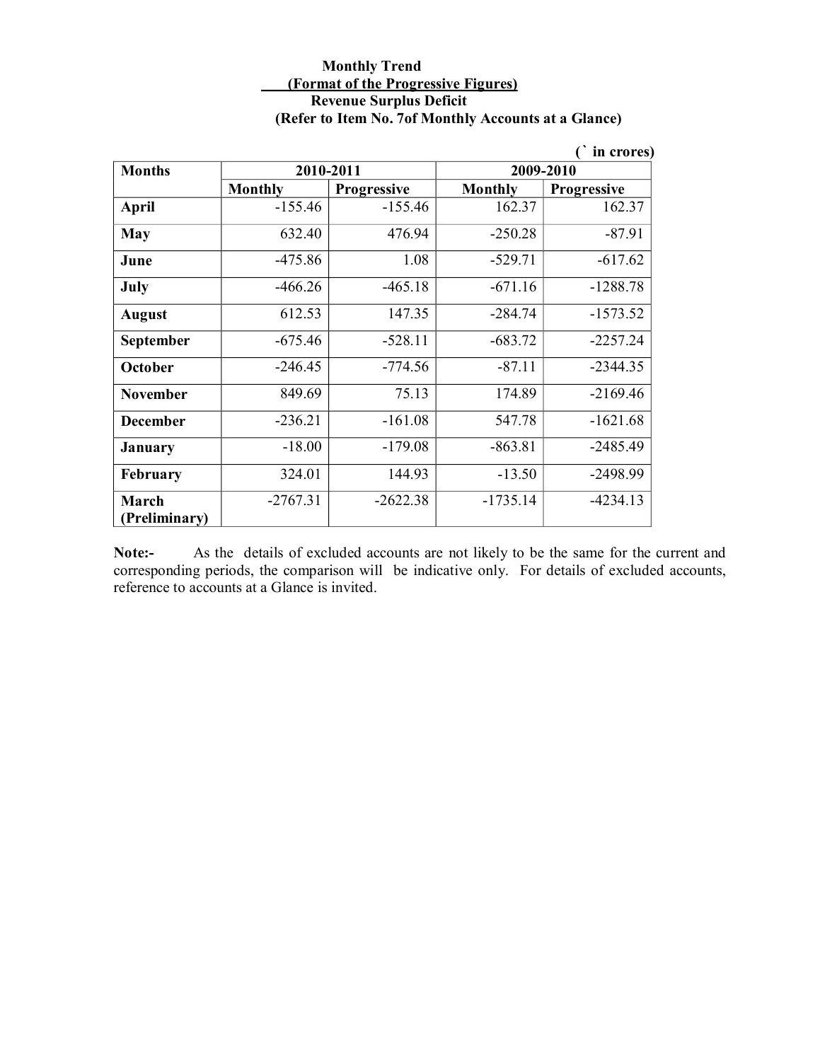**Monthly Trend**

**(Format of the Progressive Figures)**

**Revenue Surplus Deficit**

**(Refer to Item No. 7of Monthly Accounts at a Glance)**

**(` in crores)**

| Months | 2010-2011 | | 2009-2010 | |
|---|---|---|---|---|
| | Monthly | Progressive | Monthly | Progressive |
| April | -155.46 | -155.46 | 162.37 | 162.37 |
| May | 632.40 | 476.94 | -250.28 | -87.91 |
| June | -475.86 | 1.08 | -529.71 | -617.62 |
| July | -466.26 | -465.18 | -671.16 | -1288.78 |
| August | 612.53 | 147.35 | -284.74 | -1573.52 |
| September | -675.46 | -528.11 | -683.72 | -2257.24 |
| October | -246.45 | -774.56 | -87.11 | -2344.35 |
| November | 849.69 | 75.13 | 174.89 | -2169.46 |
| December | -236.21 | -161.08 | 547.78 | -1621.68 |
| January | -18.00 | -179.08 | -863.81 | -2485.49 |
| February | 324.01 | 144.93 | -13.50 | -2498.99 |
| March (Preliminary) | -2767.31 | -2622.38 | -1735.14 | -4234.13 |

**Note:-** As the details of excluded accounts are not likely to be the same for the current and corresponding periods, the comparison will be indicative only. For details of excluded accounts, reference to accounts at a Glance is invited.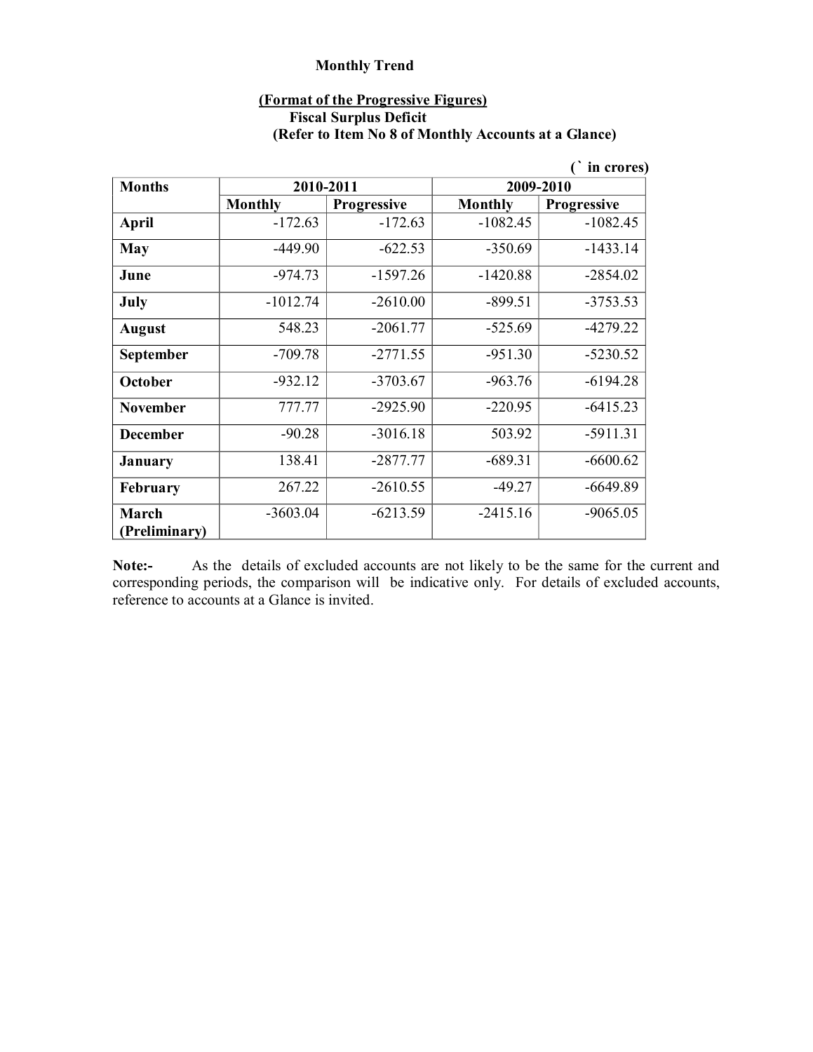**Monthly Trend**

**(Format of the Progressive Figures)**
**Fiscal Surplus Deficit**
**(Refer to Item No 8 of Monthly Accounts at a Glance)**

(` in crores)

| Months | 2010-2011 | | 2009-2010 | |
|---|---|---|---|---|
| | Monthly | Progressive | Monthly | Progressive |
| April | -172.63 | -172.63 | -1082.45 | -1082.45 |
| May | -449.90 | -622.53 | -350.69 | -1433.14 |
| June | -974.73 | -1597.26 | -1420.88 | -2854.02 |
| July | -1012.74 | -2610.00 | -899.51 | -3753.53 |
| August | 548.23 | -2061.77 | -525.69 | -4279.22 |
| September | -709.78 | -2771.55 | -951.30 | -5230.52 |
| October | -932.12 | -3703.67 | -963.76 | -6194.28 |
| November | 777.77 | -2925.90 | -220.95 | -6415.23 |
| December | -90.28 | -3016.18 | 503.92 | -5911.31 |
| January | 138.41 | -2877.77 | -689.31 | -6600.62 |
| February | 267.22 | -2610.55 | -49.27 | -6649.89 |
| March (Preliminary) | -3603.04 | -6213.59 | -2415.16 | -9065.05 |

**Note:-** As the details of excluded accounts are not likely to be the same for the current and corresponding periods, the comparison will be indicative only. For details of excluded accounts, reference to accounts at a Glance is invited.